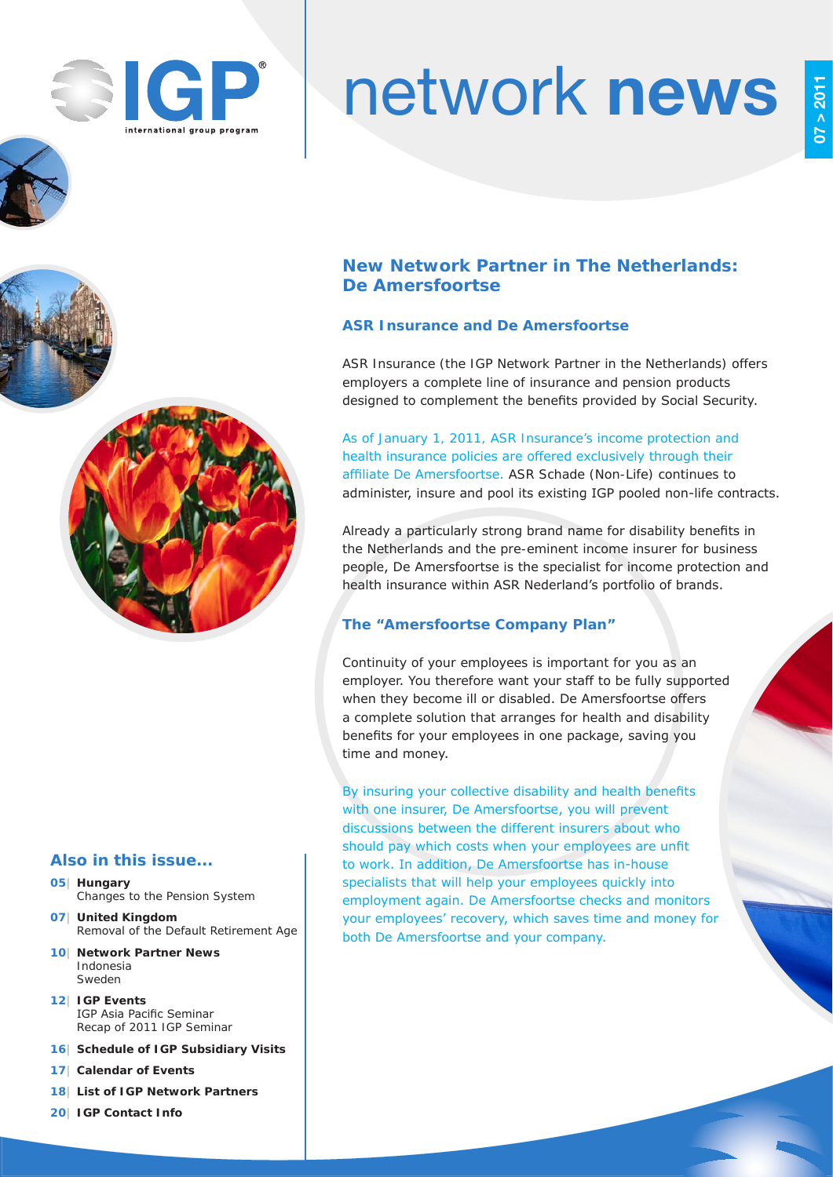# network **news**

07 > 2011

## New Network Partner in The Netherlands: De Amersfoortse

### ASR Insurance and De Amersfoortse

ASR Insurance (the IGP Network Partner in the Netherlands) offers employers a complete line of insurance and pension products designed to complement the benefits provided by Social Security.

As of January 1, 2011, ASR Insurance's income protection and health insurance policies are offered exclusively through their affiliate De Amersfoortse. ASR Schade (Non-Life) continues to administer, insure and pool its existing IGP pooled non-life contracts.

Already a particularly strong brand name for disability benefits in the Netherlands and the pre-eminent income insurer for business people, De Amersfoortse is the specialist for income protection and health insurance within ASR Nederland's portfolio of brands.

### The "Amersfoortse Company Plan"

Continuity of your employees is important for you as an employer. You therefore want your staff to be fully supported when they become ill or disabled. De Amersfoortse offers a complete solution that arranges for health and disability benefits for your employees in one package, saving you time and money.

By insuring your collective disability and health benefits with one insurer, De Amersfoortse, you will prevent discussions between the different insurers about who should pay which costs when your employees are unfit to work. In addition, De Amersfoortse has in-house specialists that will help your employees quickly into employment again. De Amersfoortse checks and monitors your employees' recovery, which saves time and money for both De Amersfoortse and your company.

### Also in this issue...

- **05** | **Hungary**
  Changes to the Pension System
- **07** | **United Kingdom**
  Removal of the Default Retirement Age
- **10** | **Network Partner News**
  Indonesia
  Sweden
- **12** | **IGP Events**
  IGP Asia Pacific Seminar
  Recap of 2011 IGP Seminar
- **16** | **Schedule of IGP Subsidiary Visits**
- **17** | **Calendar of Events**
- **18** | **List of IGP Network Partners**
- **20** | **IGP Contact Info**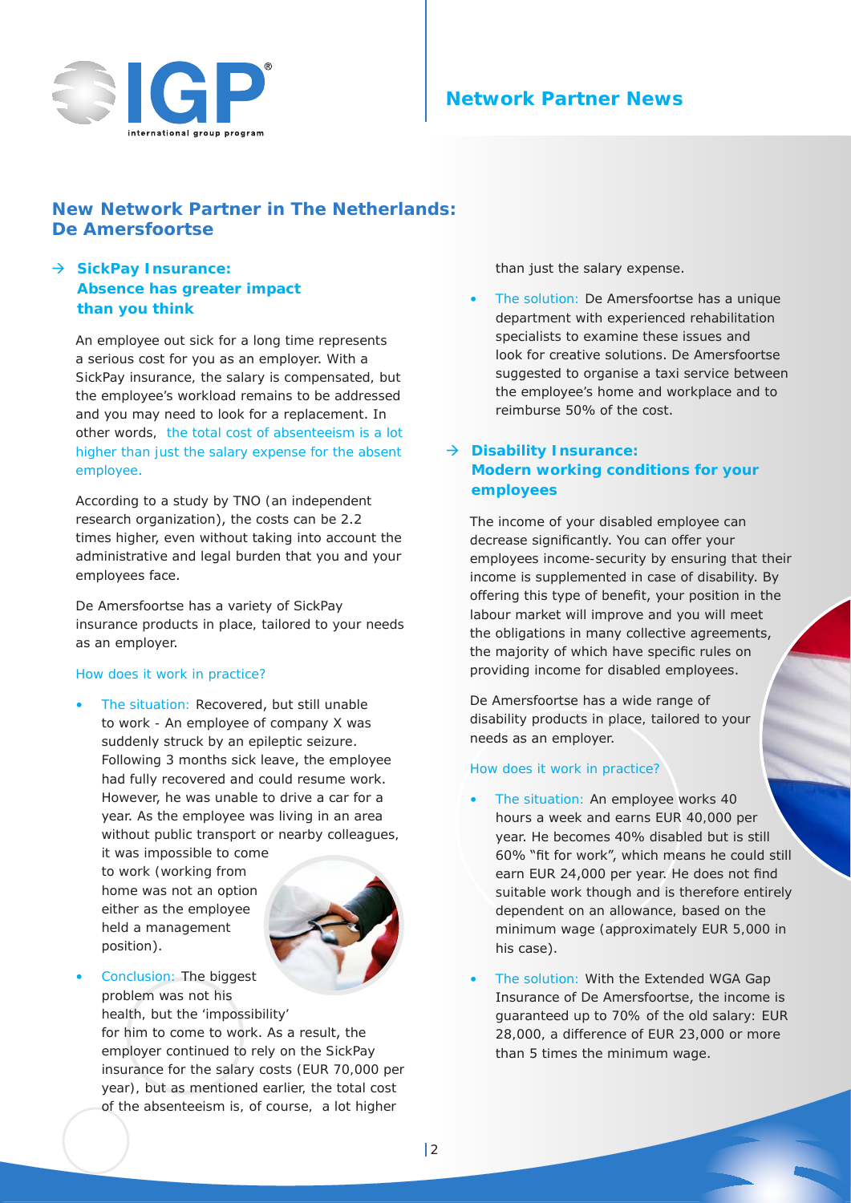## Network Partner News

# New Network Partner in The Netherlands: De Amersfoortse

### → SickPay Insurance: Absence has greater impact than you think

An employee out sick for a long time represents a serious cost for you as an employer. With a SickPay insurance, the salary is compensated, but the employee's workload remains to be addressed and you may need to look for a replacement. In other words, the total cost of absenteeism is a lot higher than just the salary expense for the absent employee.

According to a study by TNO (an independent research organization), the costs can be 2.2 times higher, even without taking into account the administrative and legal burden that you and your employees face.

De Amersfoortse has a variety of SickPay insurance products in place, tailored to your needs as an employer.

How does it work in practice?

- The situation: Recovered, but still unable to work - An employee of company X was suddenly struck by an epileptic seizure. Following 3 months sick leave, the employee had fully recovered and could resume work. However, he was unable to drive a car for a year. As the employee was living in an area without public transport or nearby colleagues, it was impossible to come to work (working from home was not an option either as the employee held a management position).
- Conclusion: The biggest problem was not his health, but the 'impossibility' for him to come to work. As a result, the employer continued to rely on the SickPay insurance for the salary costs (EUR 70,000 per year), but as mentioned earlier, the total cost of the absenteeism is, of course, a lot higher than just the salary expense.
- The solution: De Amersfoortse has a unique department with experienced rehabilitation specialists to examine these issues and look for creative solutions. De Amersfoortse suggested to organise a taxi service between the employee's home and workplace and to reimburse 50% of the cost.

### → Disability Insurance: Modern working conditions for your employees

The income of your disabled employee can decrease significantly. You can offer your employees income-security by ensuring that their income is supplemented in case of disability. By offering this type of benefit, your position in the labour market will improve and you will meet the obligations in many collective agreements, the majority of which have specific rules on providing income for disabled employees.

De Amersfoortse has a wide range of disability products in place, tailored to your needs as an employer.

How does it work in practice?

- The situation: An employee works 40 hours a week and earns EUR 40,000 per year. He becomes 40% disabled but is still 60% "fit for work", which means he could still earn EUR 24,000 per year. He does not find suitable work though and is therefore entirely dependent on an allowance, based on the minimum wage (approximately EUR 5,000 in his case).
- The solution: With the Extended WGA Gap Insurance of De Amersfoortse, the income is guaranteed up to 70% of the old salary: EUR 28,000, a difference of EUR 23,000 or more than 5 times the minimum wage.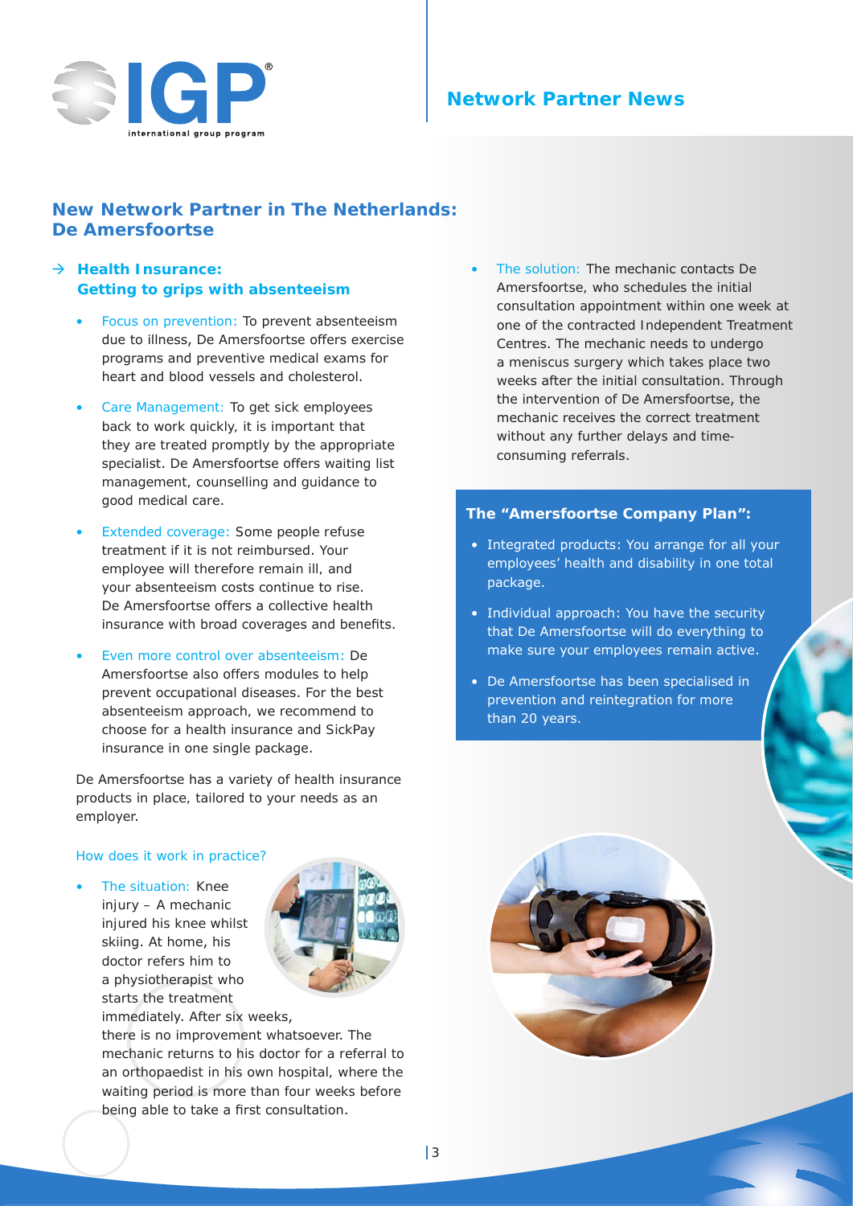## New Network Partner in The Netherlands: De Amersfoortse

### → Health Insurance: Getting to grips with absenteeism

- Focus on prevention: To prevent absenteeism due to illness, De Amersfoortse offers exercise programs and preventive medical exams for heart and blood vessels and cholesterol.
- Care Management: To get sick employees back to work quickly, it is important that they are treated promptly by the appropriate specialist. De Amersfoortse offers waiting list management, counselling and guidance to good medical care.
- Extended coverage: Some people refuse treatment if it is not reimbursed. Your employee will therefore remain ill, and your absenteeism costs continue to rise. De Amersfoortse offers a collective health insurance with broad coverages and benefits.
- Even more control over absenteeism: De Amersfoortse also offers modules to help prevent occupational diseases. For the best absenteeism approach, we recommend to choose for a health insurance and SickPay insurance in one single package.

De Amersfoortse has a variety of health insurance products in place, tailored to your needs as an employer.

How does it work in practice?

- The situation: Knee injury – A mechanic injured his knee whilst skiing. At home, his doctor refers him to a physiotherapist who starts the treatment immediately. After six weeks, there is no improvement whatsoever. The mechanic returns to his doctor for a referral to an orthopaedist in his own hospital, where the waiting period is more than four weeks before being able to take a first consultation.
- The solution: The mechanic contacts De Amersfoortse, who schedules the initial consultation appointment within one week at one of the contracted Independent Treatment Centres. The mechanic needs to undergo a meniscus surgery which takes place two weeks after the initial consultation. Through the intervention of De Amersfoortse, the mechanic receives the correct treatment without any further delays and time-consuming referrals.

**The "Amersfoortse Company Plan":**

- Integrated products: You arrange for all your employees' health and disability in one total package.
- Individual approach: You have the security that De Amersfoortse will do everything to make sure your employees remain active.
- De Amersfoortse has been specialised in prevention and reintegration for more than 20 years.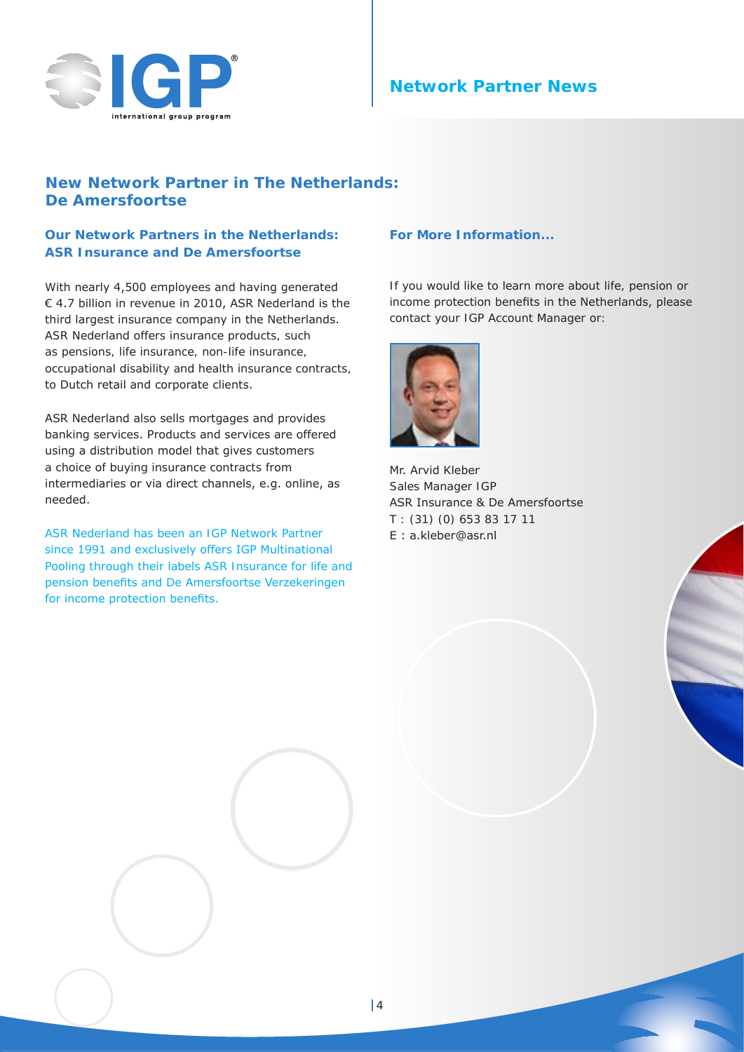# New Network Partner in The Netherlands: De Amersfoortse

## Our Network Partners in the Netherlands: ASR Insurance and De Amersfoortse

With nearly 4,500 employees and having generated € 4.7 billion in revenue in 2010, ASR Nederland is the third largest insurance company in the Netherlands. ASR Nederland offers insurance products, such as pensions, life insurance, non-life insurance, occupational disability and health insurance contracts, to Dutch retail and corporate clients.

ASR Nederland also sells mortgages and provides banking services. Products and services are offered using a distribution model that gives customers a choice of buying insurance contracts from intermediaries or via direct channels, e.g. online, as needed.

ASR Nederland has been an IGP Network Partner since 1991 and exclusively offers IGP Multinational Pooling through their labels ASR Insurance for life and pension benefits and De Amersfoortse Verzekeringen for income protection benefits.

## For More Information...

If you would like to learn more about life, pension or income protection benefits in the Netherlands, please contact your IGP Account Manager or:

Mr. Arvid Kleber
Sales Manager IGP
ASR Insurance & De Amersfoortse
T : (31) (0) 653 83 17 11
E : a.kleber@asr.nl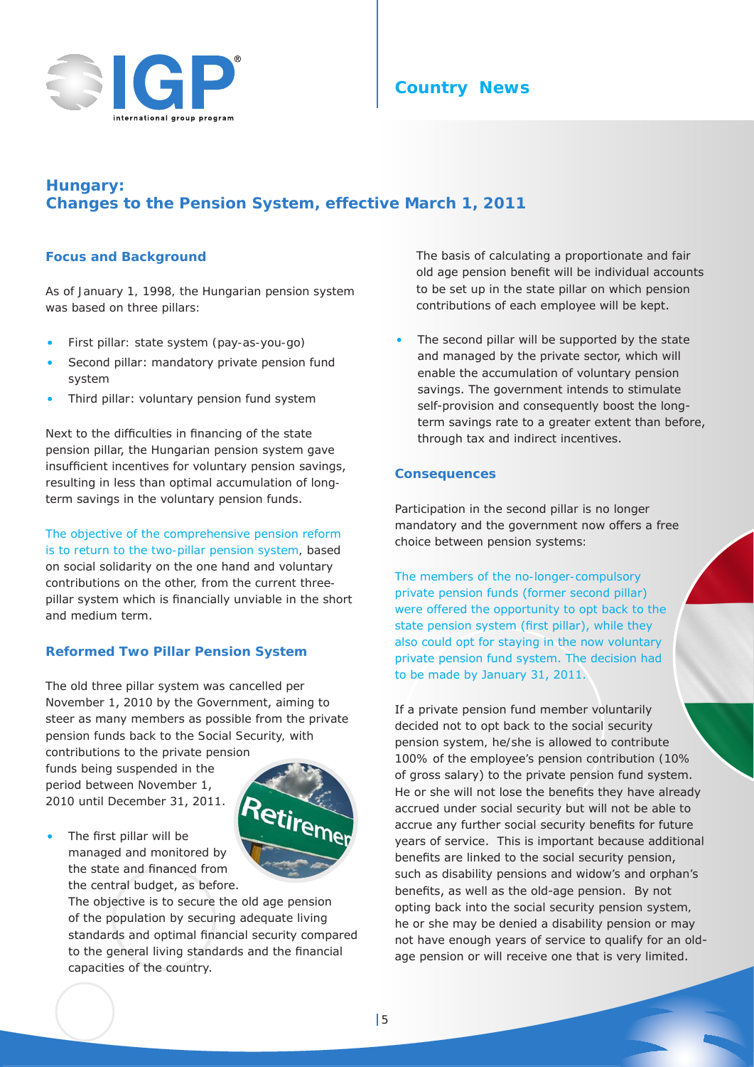# Hungary: Changes to the Pension System, effective March 1, 2011

## Focus and Background

As of January 1, 1998, the Hungarian pension system was based on three pillars:

- First pillar: state system (pay-as-you-go)
- Second pillar: mandatory private pension fund system
- Third pillar: voluntary pension fund system

Next to the difficulties in financing of the state pension pillar, the Hungarian pension system gave insufficient incentives for voluntary pension savings, resulting in less than optimal accumulation of long-term savings in the voluntary pension funds.

The objective of the comprehensive pension reform is to return to the two-pillar pension system, based on social solidarity on the one hand and voluntary contributions on the other, from the current three-pillar system which is financially unviable in the short and medium term.

## Reformed Two Pillar Pension System

The old three pillar system was cancelled per November 1, 2010 by the Government, aiming to steer as many members as possible from the private pension funds back to the Social Security, with contributions to the private pension funds being suspended in the period between November 1, 2010 until December 31, 2011.

- The first pillar will be managed and monitored by the state and financed from the central budget, as before. The objective is to secure the old age pension of the population by securing adequate living standards and optimal financial security compared to the general living standards and the financial capacities of the country. The basis of calculating a proportionate and fair old age pension benefit will be individual accounts to be set up in the state pillar on which pension contributions of each employee will be kept.
- The second pillar will be supported by the state and managed by the private sector, which will enable the accumulation of voluntary pension savings. The government intends to stimulate self-provision and consequently boost the long-term savings rate to a greater extent than before, through tax and indirect incentives.

## Consequences

Participation in the second pillar is no longer mandatory and the government now offers a free choice between pension systems:

The members of the no-longer-compulsory private pension funds (former second pillar) were offered the opportunity to opt back to the state pension system (first pillar), while they also could opt for staying in the now voluntary private pension fund system. The decision had to be made by January 31, 2011.

If a private pension fund member voluntarily decided not to opt back to the social security pension system, he/she is allowed to contribute 100% of the employee's pension contribution (10% of gross salary) to the private pension fund system. He or she will not lose the benefits they have already accrued under social security but will not be able to accrue any further social security benefits for future years of service. This is important because additional benefits are linked to the social security pension, such as disability pensions and widow's and orphan's benefits, as well as the old-age pension. By not opting back into the social security pension system, he or she may be denied a disability pension or may not have enough years of service to qualify for an old-age pension or will receive one that is very limited.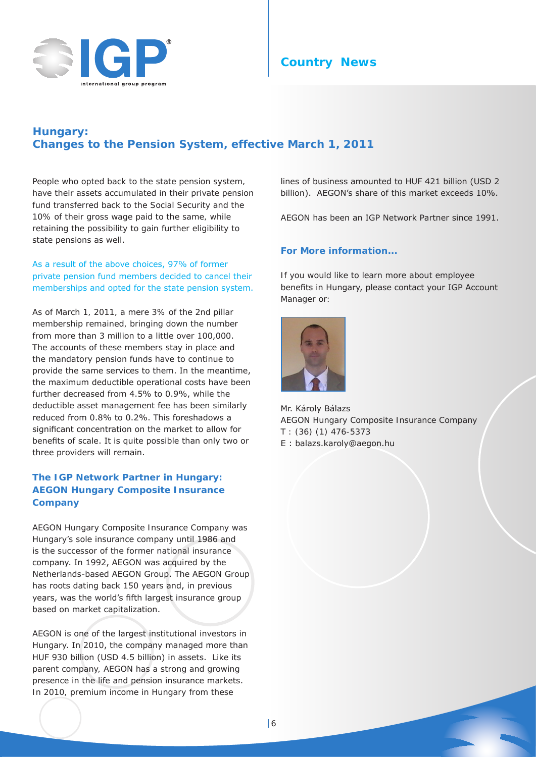# Hungary: Changes to the Pension System, effective March 1, 2011

People who opted back to the state pension system, have their assets accumulated in their private pension fund transferred back to the Social Security and the 10% of their gross wage paid to the same, while retaining the possibility to gain further eligibility to state pensions as well.

As a result of the above choices, 97% of former private pension fund members decided to cancel their memberships and opted for the state pension system.

As of March 1, 2011, a mere 3% of the 2nd pillar membership remained, bringing down the number from more than 3 million to a little over 100,000. The accounts of these members stay in place and the mandatory pension funds have to continue to provide the same services to them. In the meantime, the maximum deductible operational costs have been further decreased from 4.5% to 0.9%, while the deductible asset management fee has been similarly reduced from 0.8% to 0.2%. This foreshadows a significant concentration on the market to allow for benefits of scale. It is quite possible than only two or three providers will remain.

## The IGP Network Partner in Hungary: AEGON Hungary Composite Insurance Company

AEGON Hungary Composite Insurance Company was Hungary's sole insurance company until 1986 and is the successor of the former national insurance company. In 1992, AEGON was acquired by the Netherlands-based AEGON Group. The AEGON Group has roots dating back 150 years and, in previous years, was the world's fifth largest insurance group based on market capitalization.

AEGON is one of the largest institutional investors in Hungary. In 2010, the company managed more than HUF 930 billion (USD 4.5 billion) in assets. Like its parent company, AEGON has a strong and growing presence in the life and pension insurance markets. In 2010, premium income in Hungary from these lines of business amounted to HUF 421 billion (USD 2 billion). AEGON's share of this market exceeds 10%.

AEGON has been an IGP Network Partner since 1991.

## For More information...

If you would like to learn more about employee benefits in Hungary, please contact your IGP Account Manager or:

Mr. Károly Bálazs  
AEGON Hungary Composite Insurance Company  
T : (36) (1) 476-5373  
E : balazs.karoly@aegon.hu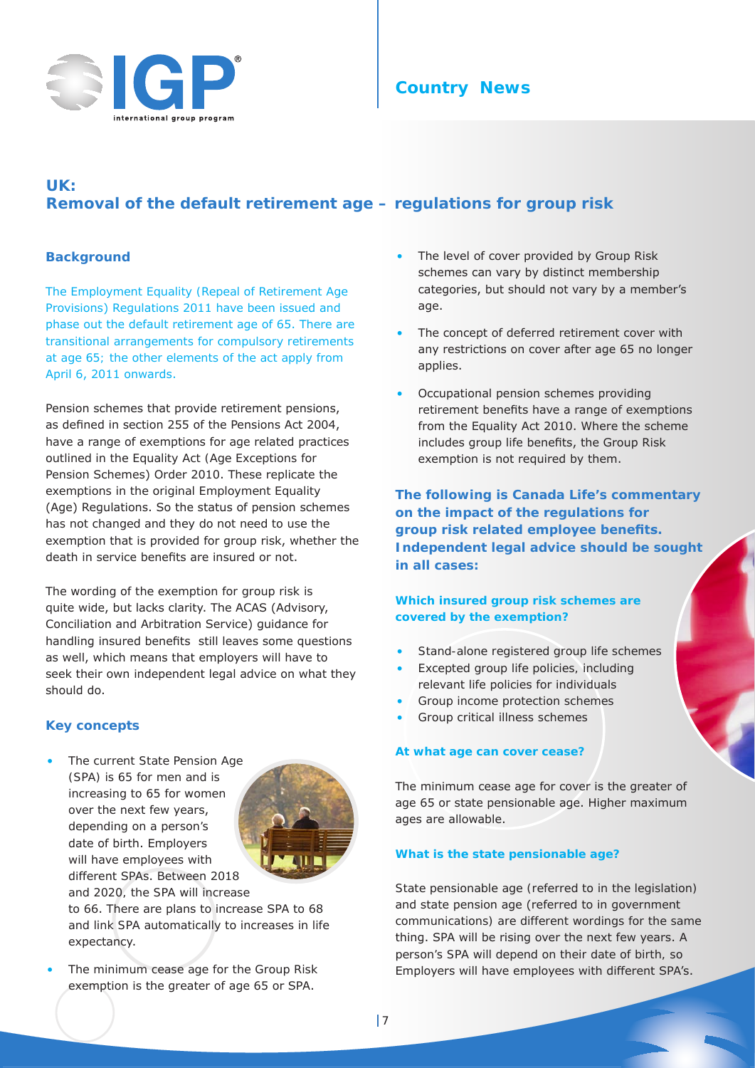# UK: Removal of the default retirement age – regulations for group risk

## Background

The Employment Equality (Repeal of Retirement Age Provisions) Regulations 2011 have been issued and phase out the default retirement age of 65. There are transitional arrangements for compulsory retirements at age 65; the other elements of the act apply from April 6, 2011 onwards.

Pension schemes that provide retirement pensions, as defined in section 255 of the Pensions Act 2004, have a range of exemptions for age related practices outlined in the Equality Act (Age Exceptions for Pension Schemes) Order 2010. These replicate the exemptions in the original Employment Equality (Age) Regulations. So the status of pension schemes has not changed and they do not need to use the exemption that is provided for group risk, whether the death in service benefits are insured or not.

The wording of the exemption for group risk is quite wide, but lacks clarity. The ACAS (Advisory, Conciliation and Arbitration Service) guidance for handling insured benefits still leaves some questions as well, which means that employers will have to seek their own independent legal advice on what they should do.

## Key concepts

- The current State Pension Age (SPA) is 65 for men and is increasing to 65 for women over the next few years, depending on a person's date of birth. Employers will have employees with different SPAs. Between 2018 and 2020, the SPA will increase to 66. There are plans to increase SPA to 68 and link SPA automatically to increases in life expectancy.
- The minimum cease age for the Group Risk exemption is the greater of age 65 or SPA.
- The level of cover provided by Group Risk schemes can vary by distinct membership categories, but should not vary by a member's age.
- The concept of deferred retirement cover with any restrictions on cover after age 65 no longer applies.
- Occupational pension schemes providing retirement benefits have a range of exemptions from the Equality Act 2010. Where the scheme includes group life benefits, the Group Risk exemption is not required by them.

**The following is Canada Life's commentary on the impact of the regulations for group risk related employee benefits. Independent legal advice should be sought in all cases:**

### Which insured group risk schemes are covered by the exemption?

- Stand-alone registered group life schemes
- Excepted group life policies, including relevant life policies for individuals
- Group income protection schemes
- Group critical illness schemes

### At what age can cover cease?

The minimum cease age for cover is the greater of age 65 or state pensionable age. Higher maximum ages are allowable.

### What is the state pensionable age?

State pensionable age (referred to in the legislation) and state pension age (referred to in government communications) are different wordings for the same thing. SPA will be rising over the next few years. A person's SPA will depend on their date of birth, so Employers will have employees with different SPA's.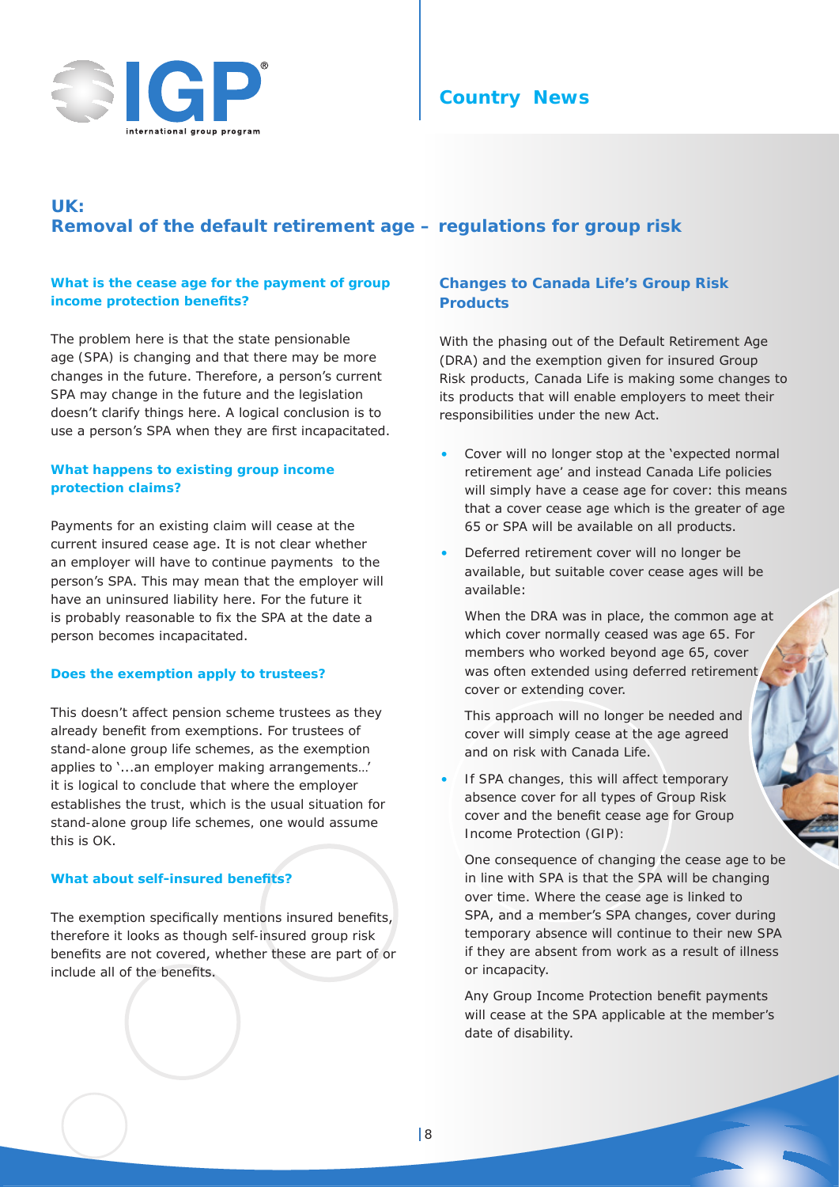## UK:
## Removal of the default retirement age – regulations for group risk

### What is the cease age for the payment of group income protection benefits?

The problem here is that the state pensionable age (SPA) is changing and that there may be more changes in the future. Therefore, a person's current SPA may change in the future and the legislation doesn't clarify things here. A logical conclusion is to use a person's SPA when they are first incapacitated.

### What happens to existing group income protection claims?

Payments for an existing claim will cease at the current insured cease age. It is not clear whether an employer will have to continue payments to the person's SPA. This may mean that the employer will have an uninsured liability here. For the future it is probably reasonable to fix the SPA at the date a person becomes incapacitated.

### Does the exemption apply to trustees?

This doesn't affect pension scheme trustees as they already benefit from exemptions. For trustees of stand-alone group life schemes, as the exemption applies to '...an employer making arrangements…' it is logical to conclude that where the employer establishes the trust, which is the usual situation for stand-alone group life schemes, one would assume this is OK.

### What about self-insured benefits?

The exemption specifically mentions insured benefits, therefore it looks as though self-insured group risk benefits are not covered, whether these are part of or include all of the benefits.

### Changes to Canada Life's Group Risk Products

With the phasing out of the Default Retirement Age (DRA) and the exemption given for insured Group Risk products, Canada Life is making some changes to its products that will enable employers to meet their responsibilities under the new Act.

- Cover will no longer stop at the 'expected normal retirement age' and instead Canada Life policies will simply have a cease age for cover: this means that a cover cease age which is the greater of age 65 or SPA will be available on all products.
- Deferred retirement cover will no longer be available, but suitable cover cease ages will be available:

  When the DRA was in place, the common age at which cover normally ceased was age 65. For members who worked beyond age 65, cover was often extended using deferred retirement cover or extending cover.

  This approach will no longer be needed and cover will simply cease at the age agreed and on risk with Canada Life.
- If SPA changes, this will affect temporary absence cover for all types of Group Risk cover and the benefit cease age for Group Income Protection (GIP):

  One consequence of changing the cease age to be in line with SPA is that the SPA will be changing over time. Where the cease age is linked to SPA, and a member's SPA changes, cover during temporary absence will continue to their new SPA if they are absent from work as a result of illness or incapacity.

  Any Group Income Protection benefit payments will cease at the SPA applicable at the member's date of disability.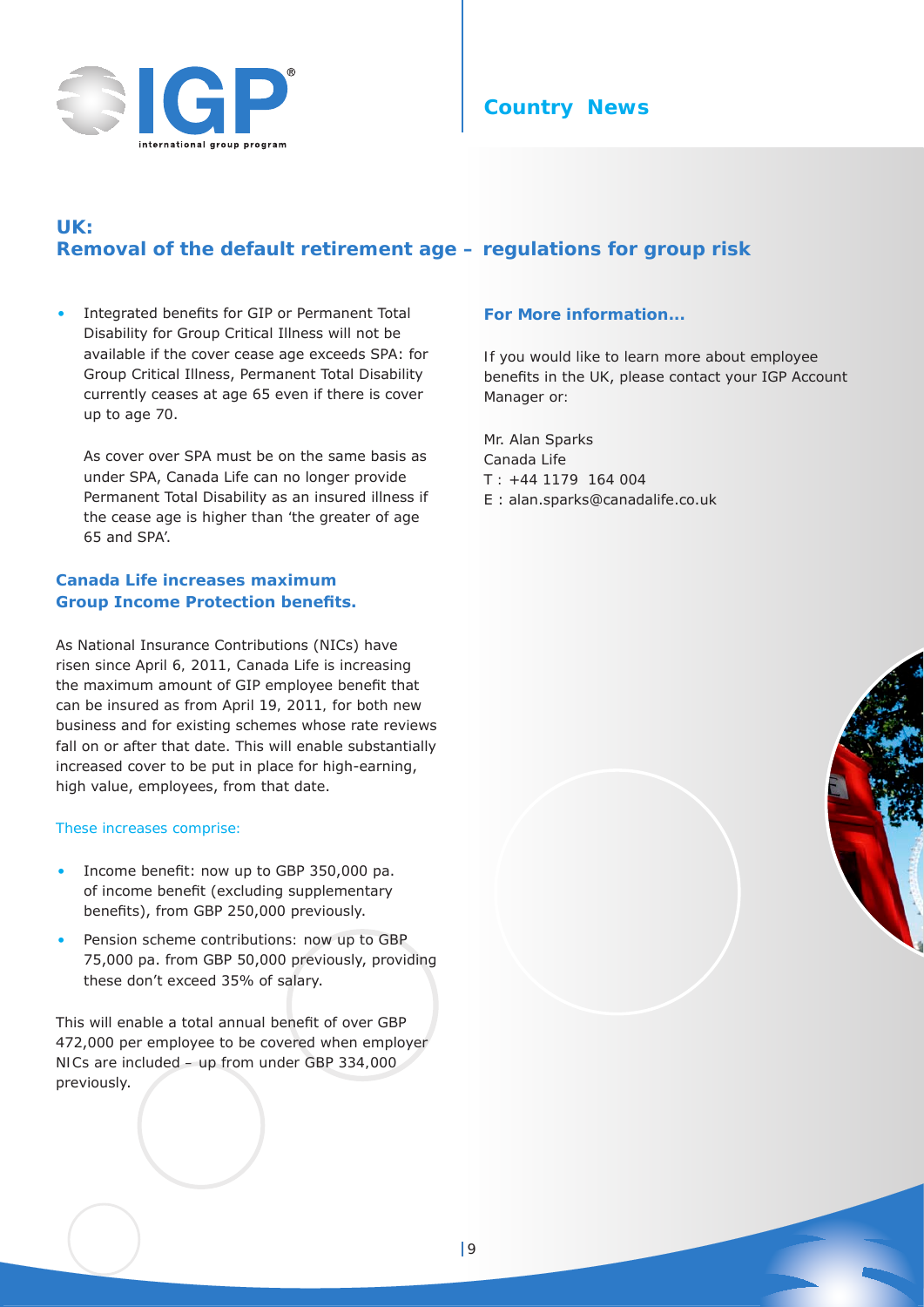## UK:
## Removal of the default retirement age – regulations for group risk

- Integrated benefits for GIP or Permanent Total Disability for Group Critical Illness will not be available if the cover cease age exceeds SPA: for Group Critical Illness, Permanent Total Disability currently ceases at age 65 even if there is cover up to age 70.

  As cover over SPA must be on the same basis as under SPA, Canada Life can no longer provide Permanent Total Disability as an insured illness if the cease age is higher than 'the greater of age 65 and SPA'.

### Canada Life increases maximum Group Income Protection benefits.

As National Insurance Contributions (NICs) have risen since April 6, 2011, Canada Life is increasing the maximum amount of GIP employee benefit that can be insured as from April 19, 2011, for both new business and for existing schemes whose rate reviews fall on or after that date. This will enable substantially increased cover to be put in place for high-earning, high value, employees, from that date.

These increases comprise:

- Income benefit: now up to GBP 350,000 pa. of income benefit (excluding supplementary benefits), from GBP 250,000 previously.
- Pension scheme contributions: now up to GBP 75,000 pa. from GBP 50,000 previously, providing these don't exceed 35% of salary.

This will enable a total annual benefit of over GBP 472,000 per employee to be covered when employer NICs are included – up from under GBP 334,000 previously.

### For More information...

If you would like to learn more about employee benefits in the UK, please contact your IGP Account Manager or:

Mr. Alan Sparks
Canada Life
T : +44 1179 164 004
E : alan.sparks@canadalife.co.uk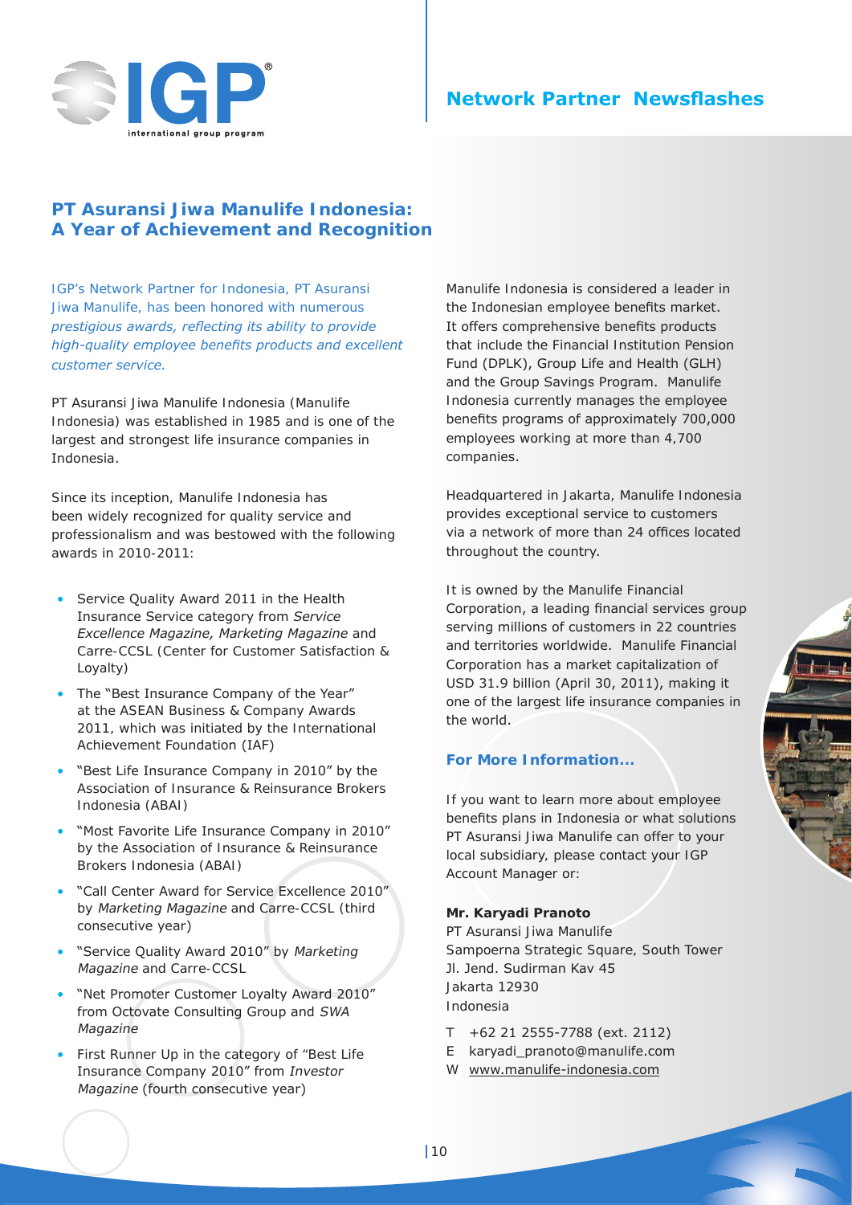## PT Asuransi Jiwa Manulife Indonesia: A Year of Achievement and Recognition

*IGP's Network Partner for Indonesia, PT Asuransi Jiwa Manulife, has been honored with numerous prestigious awards, reflecting its ability to provide high-quality employee benefits products and excellent customer service.*

PT Asuransi Jiwa Manulife Indonesia (Manulife Indonesia) was established in 1985 and is one of the largest and strongest life insurance companies in Indonesia.

Since its inception, Manulife Indonesia has been widely recognized for quality service and professionalism and was bestowed with the following awards in 2010-2011:

- Service Quality Award 2011 in the Health Insurance Service category from *Service Excellence Magazine, Marketing Magazine* and Carre-CCSL (Center for Customer Satisfaction & Loyalty)
- The "Best Insurance Company of the Year" at the ASEAN Business & Company Awards 2011, which was initiated by the International Achievement Foundation (IAF)
- "Best Life Insurance Company in 2010" by the Association of Insurance & Reinsurance Brokers Indonesia (ABAI)
- "Most Favorite Life Insurance Company in 2010" by the Association of Insurance & Reinsurance Brokers Indonesia (ABAI)
- "Call Center Award for Service Excellence 2010" by *Marketing Magazine* and Carre-CCSL (third consecutive year)
- "Service Quality Award 2010" by *Marketing Magazine* and Carre-CCSL
- "Net Promoter Customer Loyalty Award 2010" from Octovate Consulting Group and *SWA Magazine*
- First Runner Up in the category of "Best Life Insurance Company 2010" from *Investor Magazine* (fourth consecutive year)

Manulife Indonesia is considered a leader in the Indonesian employee benefits market. It offers comprehensive benefits products that include the Financial Institution Pension Fund (DPLK), Group Life and Health (GLH) and the Group Savings Program. Manulife Indonesia currently manages the employee benefits programs of approximately 700,000 employees working at more than 4,700 companies.

Headquartered in Jakarta, Manulife Indonesia provides exceptional service to customers via a network of more than 24 offices located throughout the country.

It is owned by the Manulife Financial Corporation, a leading financial services group serving millions of customers in 22 countries and territories worldwide. Manulife Financial Corporation has a market capitalization of USD 31.9 billion (April 30, 2011), making it one of the largest life insurance companies in the world.

### For More Information...

If you want to learn more about employee benefits plans in Indonesia or what solutions PT Asuransi Jiwa Manulife can offer to your local subsidiary, please contact your IGP Account Manager or:

**Mr. Karyadi Pranoto**
PT Asuransi Jiwa Manulife
Sampoerna Strategic Square, South Tower
Jl. Jend. Sudirman Kav 45
Jakarta 12930
Indonesia

T +62 21 2555-7788 (ext. 2112)
E karyadi_pranoto@manulife.com
W www.manulife-indonesia.com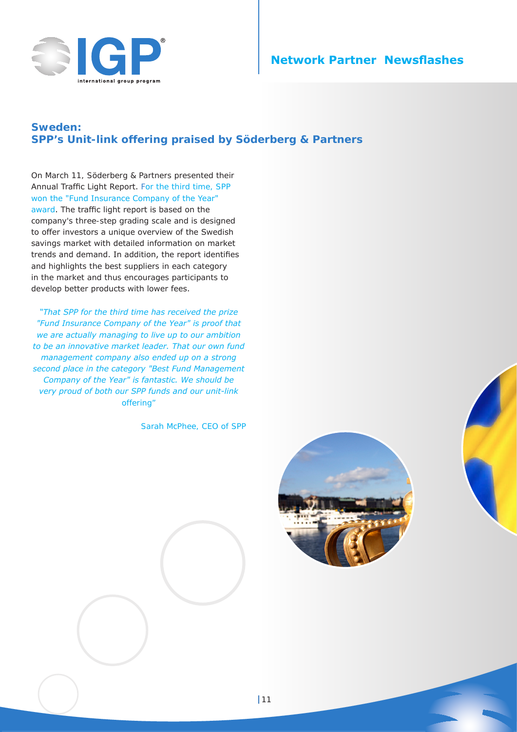## Sweden: SPP's Unit-link offering praised by Söderberg & Partners

On March 11, Söderberg & Partners presented their Annual Traffic Light Report. For the third time, SPP won the "Fund Insurance Company of the Year" award. The traffic light report is based on the company's three-step grading scale and is designed to offer investors a unique overview of the Swedish savings market with detailed information on market trends and demand. In addition, the report identifies and highlights the best suppliers in each category in the market and thus encourages participants to develop better products with lower fees.

*"That SPP for the third time has received the prize "Fund Insurance Company of the Year" is proof that we are actually managing to live up to our ambition to be an innovative market leader. That our own fund management company also ended up on a strong second place in the category "Best Fund Management Company of the Year" is fantastic. We should be very proud of both our SPP funds and our unit-link offering"*

Sarah McPhee, CEO of SPP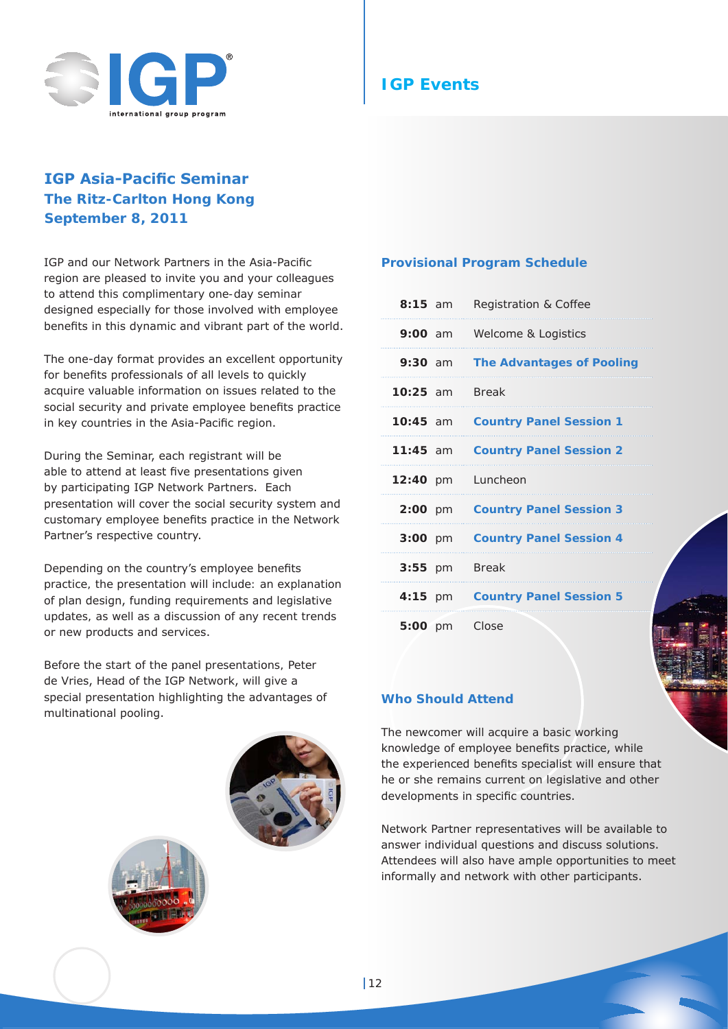# IGP Events

## IGP Asia-Pacific Seminar
## The Ritz-Carlton Hong Kong
## September 8, 2011

IGP and our Network Partners in the Asia-Pacific region are pleased to invite you and your colleagues to attend this complimentary one-day seminar designed especially for those involved with employee benefits in this dynamic and vibrant part of the world.

The one-day format provides an excellent opportunity for benefits professionals of all levels to quickly acquire valuable information on issues related to the social security and private employee benefits practice in key countries in the Asia-Pacific region.

During the Seminar, each registrant will be able to attend at least five presentations given by participating IGP Network Partners. Each presentation will cover the social security system and customary employee benefits practice in the Network Partner's respective country.

Depending on the country's employee benefits practice, the presentation will include: an explanation of plan design, funding requirements and legislative updates, as well as a discussion of any recent trends or new products and services.

Before the start of the panel presentations, Peter de Vries, Head of the IGP Network, will give a special presentation highlighting the advantages of multinational pooling.

### Provisional Program Schedule

| Time | Session |
|---|---|
| **8:15** am | Registration & Coffee |
| **9:00** am | Welcome & Logistics |
| **9:30** am | **The Advantages of Pooling** |
| **10:25** am | Break |
| **10:45** am | **Country Panel Session 1** |
| **11:45** am | **Country Panel Session 2** |
| **12:40** pm | Luncheon |
| **2:00** pm | **Country Panel Session 3** |
| **3:00** pm | **Country Panel Session 4** |
| **3:55** pm | Break |
| **4:15** pm | **Country Panel Session 5** |
| **5:00** pm | Close |

### Who Should Attend

The newcomer will acquire a basic working knowledge of employee benefits practice, while the experienced benefits specialist will ensure that he or she remains current on legislative and other developments in specific countries.

Network Partner representatives will be available to answer individual questions and discuss solutions. Attendees will also have ample opportunities to meet informally and network with other participants.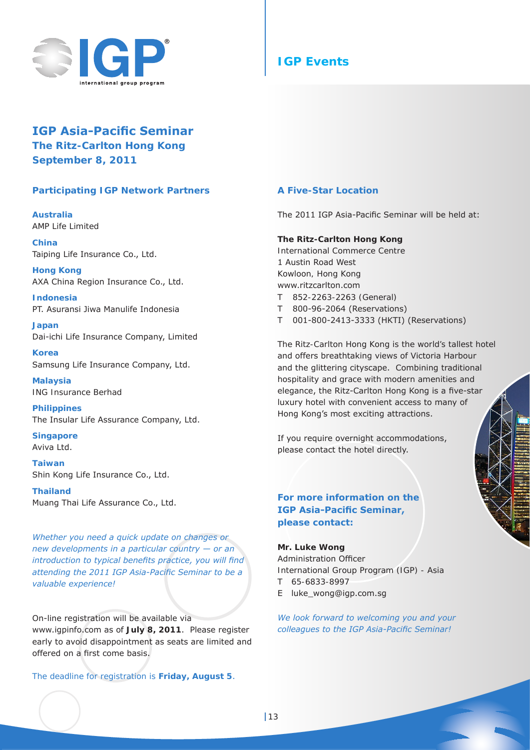IGP Events

# IGP Asia-Pacific Seminar

## The Ritz-Carlton Hong Kong

## September 8, 2011

### Participating IGP Network Partners

**Australia**
AMP Life Limited

**China**
Taiping Life Insurance Co., Ltd.

**Hong Kong**
AXA China Region Insurance Co., Ltd.

**Indonesia**
PT. Asuransi Jiwa Manulife Indonesia

**Japan**
Dai-ichi Life Insurance Company, Limited

**Korea**
Samsung Life Insurance Company, Ltd.

**Malaysia**
ING Insurance Berhad

**Philippines**
The Insular Life Assurance Company, Ltd.

**Singapore**
Aviva Ltd.

**Taiwan**
Shin Kong Life Insurance Co., Ltd.

**Thailand**
Muang Thai Life Assurance Co., Ltd.

*Whether you need a quick update on changes or new developments in a particular country — or an introduction to typical benefits practice, you will find attending the 2011 IGP Asia-Pacific Seminar to be a valuable experience!*

On-line registration will be available via www.igpinfo.com as of **July 8, 2011**. Please register early to avoid disappointment as seats are limited and offered on a first come basis.

The deadline for registration is **Friday, August 5**.

### A Five-Star Location

The 2011 IGP Asia-Pacific Seminar will be held at:

**The Ritz-Carlton Hong Kong**
International Commerce Centre
1 Austin Road West
Kowloon, Hong Kong
www.ritzcarlton.com
T 852-2263-2263 (General)
T 800-96-2064 (Reservations)
T 001-800-2413-3333 (HKTI) (Reservations)

The Ritz-Carlton Hong Kong is the world's tallest hotel and offers breathtaking views of Victoria Harbour and the glittering cityscape. Combining traditional hospitality and grace with modern amenities and elegance, the Ritz-Carlton Hong Kong is a five-star luxury hotel with convenient access to many of Hong Kong's most exciting attractions.

If you require overnight accommodations, please contact the hotel directly.

### For more information on the IGP Asia-Pacific Seminar, please contact:

**Mr. Luke Wong**
Administration Officer
International Group Program (IGP) - Asia
T 65-6833-8997
E luke_wong@igp.com.sg

*We look forward to welcoming you and your colleagues to the IGP Asia-Pacific Seminar!*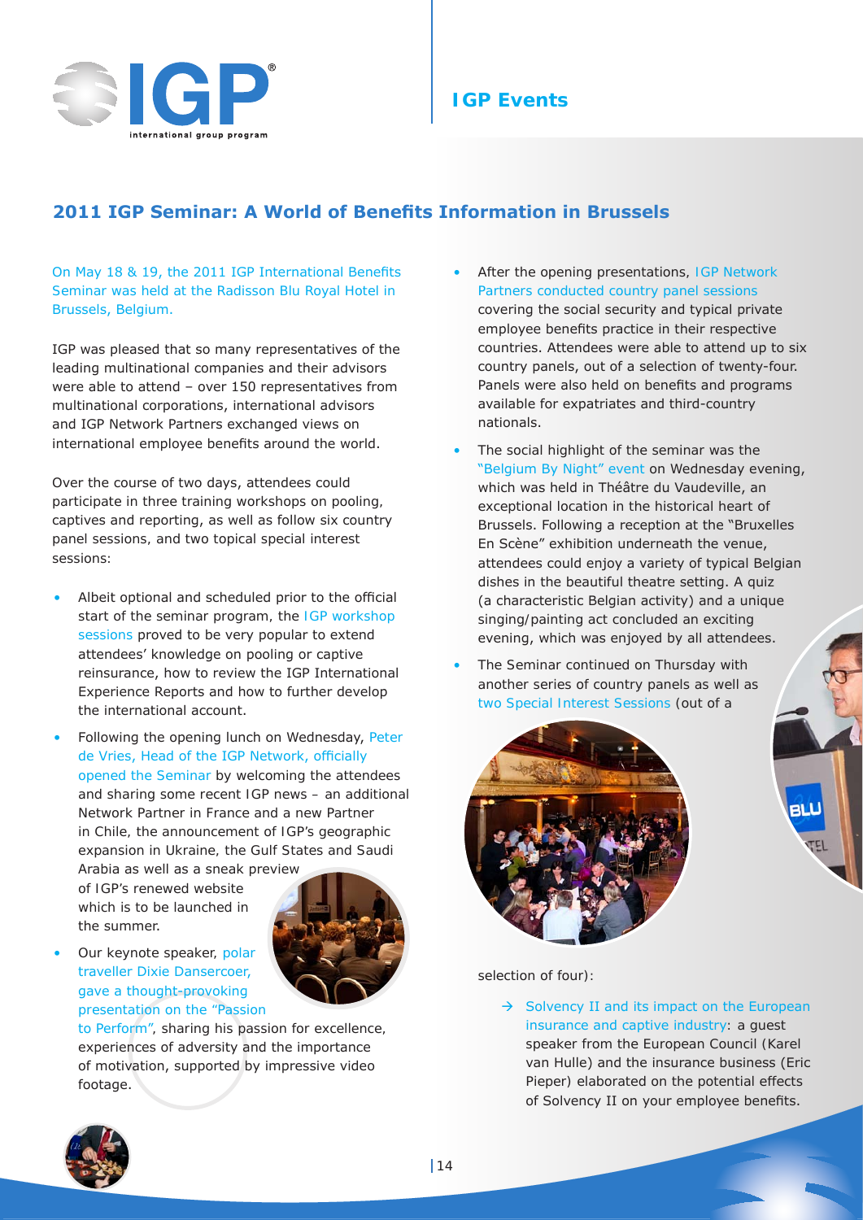## 2011 IGP Seminar: A World of Benefits Information in Brussels

On May 18 & 19, the 2011 IGP International Benefits Seminar was held at the Radisson Blu Royal Hotel in Brussels, Belgium.

IGP was pleased that so many representatives of the leading multinational companies and their advisors were able to attend – over 150 representatives from multinational corporations, international advisors and IGP Network Partners exchanged views on international employee benefits around the world.

Over the course of two days, attendees could participate in three training workshops on pooling, captives and reporting, as well as follow six country panel sessions, and two topical special interest sessions:

- Albeit optional and scheduled prior to the official start of the seminar program, the IGP workshop sessions proved to be very popular to extend attendees' knowledge on pooling or captive reinsurance, how to review the IGP International Experience Reports and how to further develop the international account.
- Following the opening lunch on Wednesday, Peter de Vries, Head of the IGP Network, officially opened the Seminar by welcoming the attendees and sharing some recent IGP news – an additional Network Partner in France and a new Partner in Chile, the announcement of IGP's geographic expansion in Ukraine, the Gulf States and Saudi Arabia as well as a sneak preview of IGP's renewed website which is to be launched in the summer.
- Our keynote speaker, polar traveller Dixie Dansercoer, gave a thought-provoking presentation on the "Passion to Perform", sharing his passion for excellence, experiences of adversity and the importance of motivation, supported by impressive video footage.
- After the opening presentations, IGP Network Partners conducted country panel sessions covering the social security and typical private employee benefits practice in their respective countries. Attendees were able to attend up to six country panels, out of a selection of twenty-four. Panels were also held on benefits and programs available for expatriates and third-country nationals.
- The social highlight of the seminar was the "Belgium By Night" event on Wednesday evening, which was held in Théâtre du Vaudeville, an exceptional location in the historical heart of Brussels. Following a reception at the "Bruxelles En Scène" exhibition underneath the venue, attendees could enjoy a variety of typical Belgian dishes in the beautiful theatre setting. A quiz (a characteristic Belgian activity) and a unique singing/painting act concluded an exciting evening, which was enjoyed by all attendees.
- The Seminar continued on Thursday with another series of country panels as well as two Special Interest Sessions (out of a selection of four):
  - → Solvency II and its impact on the European insurance and captive industry: a guest speaker from the European Council (Karel van Hulle) and the insurance business (Eric Pieper) elaborated on the potential effects of Solvency II on your employee benefits.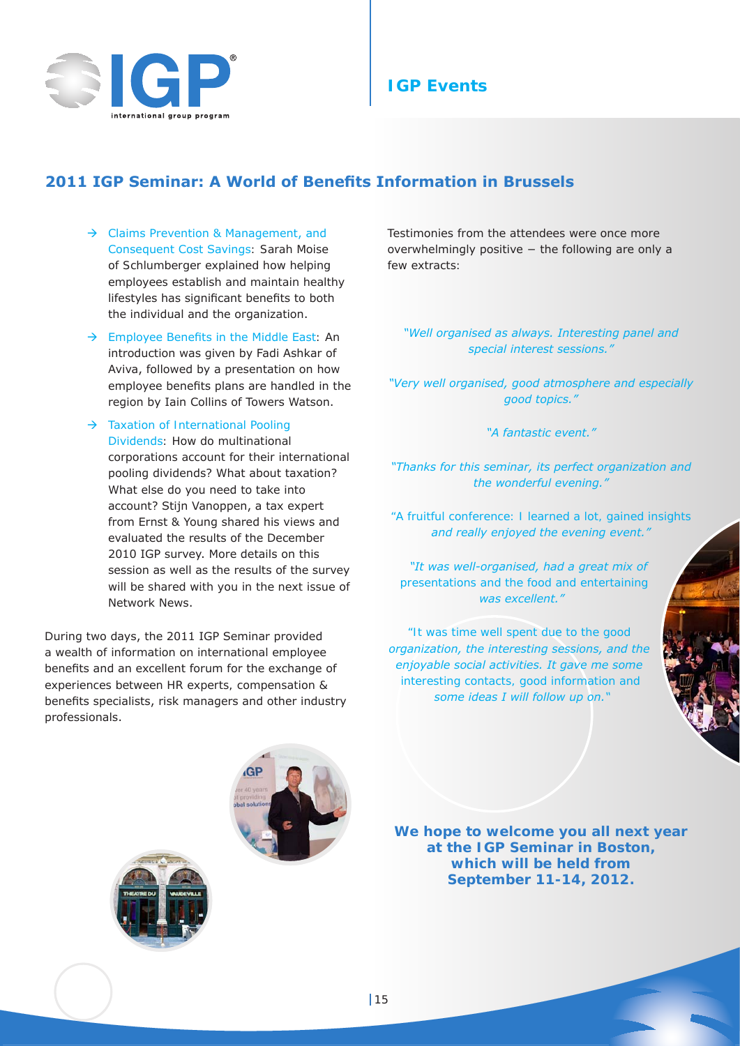## 2011 IGP Seminar: A World of Benefits Information in Brussels

- → Claims Prevention & Management, and Consequent Cost Savings: Sarah Moise of Schlumberger explained how helping employees establish and maintain healthy lifestyles has significant benefits to both the individual and the organization.
- → Employee Benefits in the Middle East: An introduction was given by Fadi Ashkar of Aviva, followed by a presentation on how employee benefits plans are handled in the region by Iain Collins of Towers Watson.
- → Taxation of International Pooling Dividends: How do multinational corporations account for their international pooling dividends? What about taxation? What else do you need to take into account? Stijn Vanoppen, a tax expert from Ernst & Young shared his views and evaluated the results of the December 2010 IGP survey. More details on this session as well as the results of the survey will be shared with you in the next issue of Network News.

During two days, the 2011 IGP Seminar provided a wealth of information on international employee benefits and an excellent forum for the exchange of experiences between HR experts, compensation & benefits specialists, risk managers and other industry professionals.

Testimonies from the attendees were once more overwhelmingly positive – the following are only a few extracts:

*"Well organised as always. Interesting panel and special interest sessions."*

*"Very well organised, good atmosphere and especially good topics."*

*"A fantastic event."*

*"Thanks for this seminar, its perfect organization and the wonderful evening."*

*"A fruitful conference: I learned a lot, gained insights and really enjoyed the evening event."*

*"It was well-organised, had a great mix of presentations and the food and entertaining was excellent."*

*"It was time well spent due to the good organization, the interesting sessions, and the enjoyable social activities. It gave me some interesting contacts, good information and some ideas I will follow up on."*

**We hope to welcome you all next year at the IGP Seminar in Boston, which will be held from September 11-14, 2012.**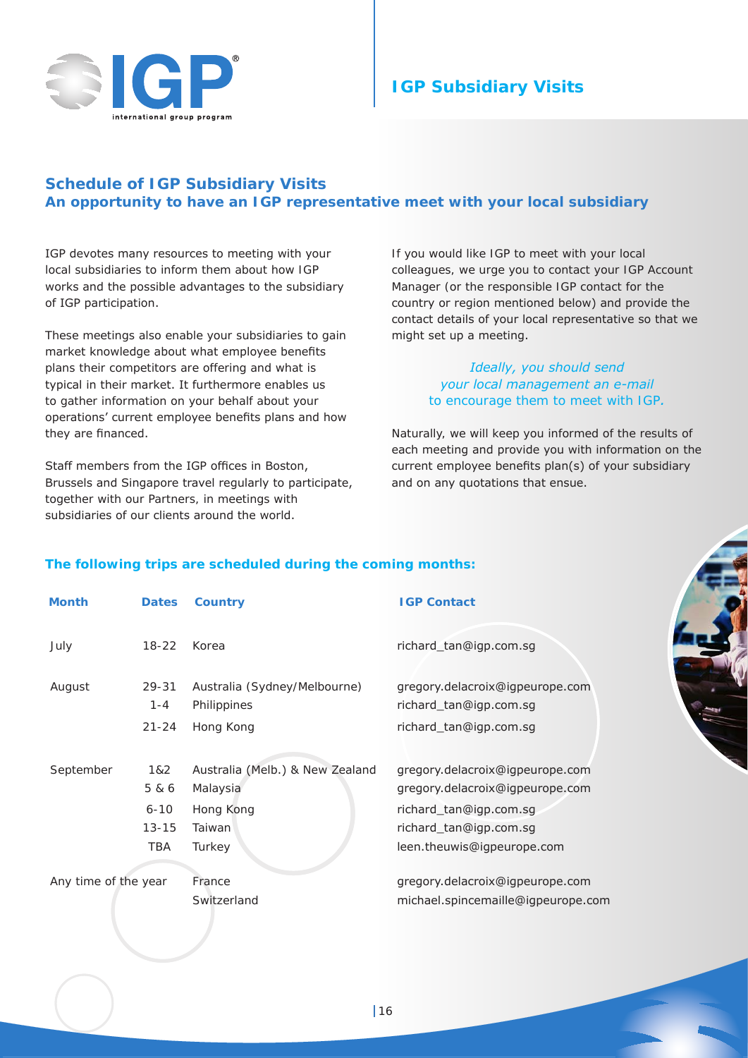# IGP Subsidiary Visits

## Schedule of IGP Subsidiary Visits

### An opportunity to have an IGP representative meet with your local subsidiary

IGP devotes many resources to meeting with your local subsidiaries to inform them about how IGP works and the possible advantages to the subsidiary of IGP participation.

These meetings also enable your subsidiaries to gain market knowledge about what employee benefits plans their competitors are offering and what is typical in their market. It furthermore enables us to gather information on your behalf about your operations' current employee benefits plans and how they are financed.

Staff members from the IGP offices in Boston, Brussels and Singapore travel regularly to participate, together with our Partners, in meetings with subsidiaries of our clients around the world.

If you would like IGP to meet with your local colleagues, we urge you to contact your IGP Account Manager (or the responsible IGP contact for the country or region mentioned below) and provide the contact details of your local representative so that we might set up a meeting.

*Ideally, you should send your local management an e-mail to encourage them to meet with IGP.*

Naturally, we will keep you informed of the results of each meeting and provide you with information on the current employee benefits plan(s) of your subsidiary and on any quotations that ensue.

**The following trips are scheduled during the coming months:**

| Month | Dates | Country | IGP Contact |
|---|---|---|---|
| July | 18-22 | Korea | richard_tan@igp.com.sg |
| August | 29-31 | Australia (Sydney/Melbourne) | gregory.delacroix@igpeurope.com |
| | 1-4 | Philippines | richard_tan@igp.com.sg |
| | 21-24 | Hong Kong | richard_tan@igp.com.sg |
| September | 1&2 | Australia (Melb.) & New Zealand | gregory.delacroix@igpeurope.com |
| | 5 & 6 | Malaysia | gregory.delacroix@igpeurope.com |
| | 6-10 | Hong Kong | richard_tan@igp.com.sg |
| | 13-15 | Taiwan | richard_tan@igp.com.sg |
| | TBA | Turkey | leen.theuwis@igpeurope.com |
| Any time of the year | | France | gregory.delacroix@igpeurope.com |
| | | Switzerland | michael.spincemaille@igpeurope.com |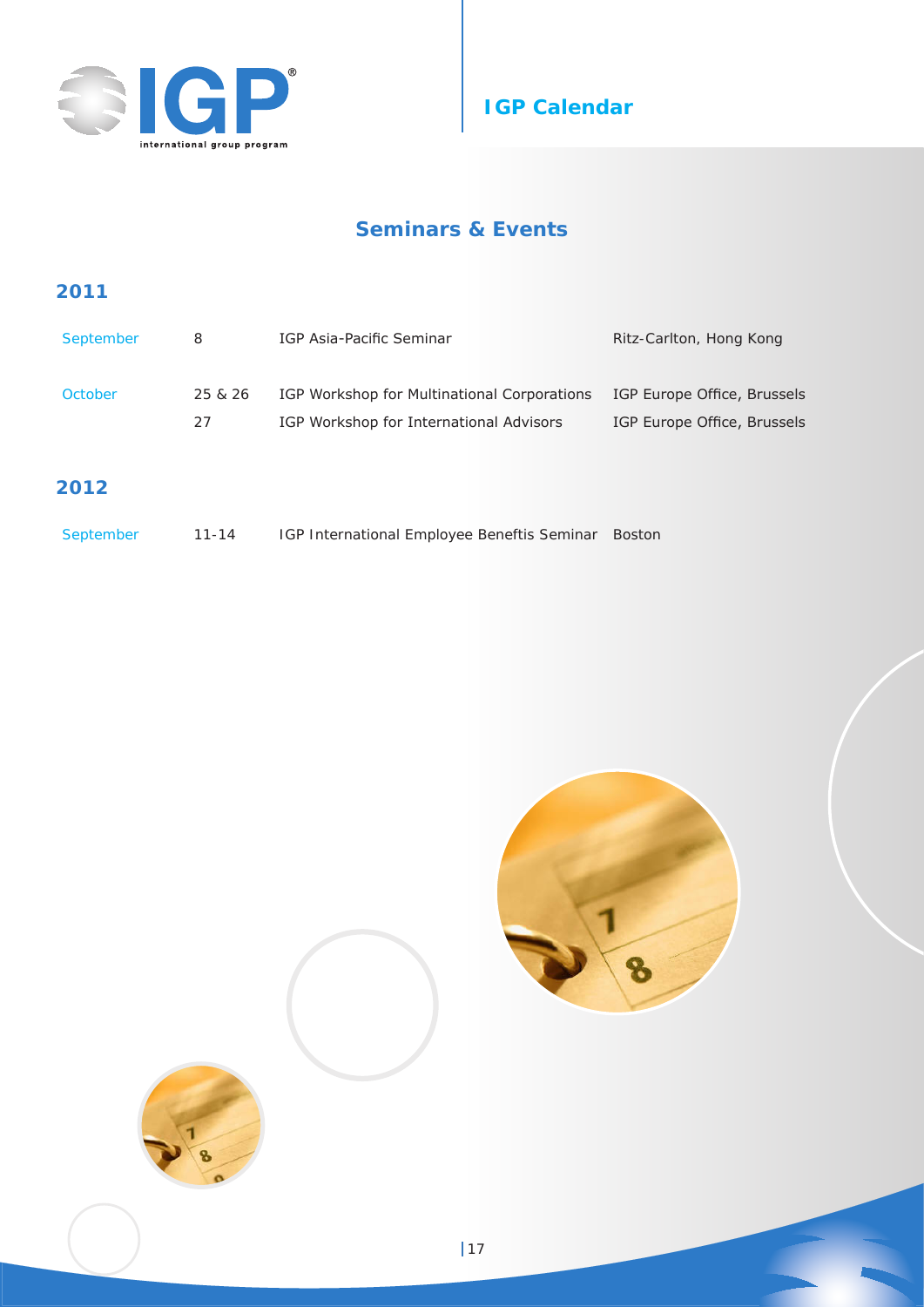# IGP Calendar

## Seminars & Events

### 2011

| | | | |
|---|---|---|---|
| September | 8 | IGP Asia-Pacific Seminar | Ritz-Carlton, Hong Kong |
| October | 25 & 26 | IGP Workshop for Multinational Corporations | IGP Europe Office, Brussels |
| | 27 | IGP Workshop for International Advisors | IGP Europe Office, Brussels |

### 2012

| | | | |
|---|---|---|---|
| September | 11-14 | IGP International Employee Beneftis Seminar | Boston |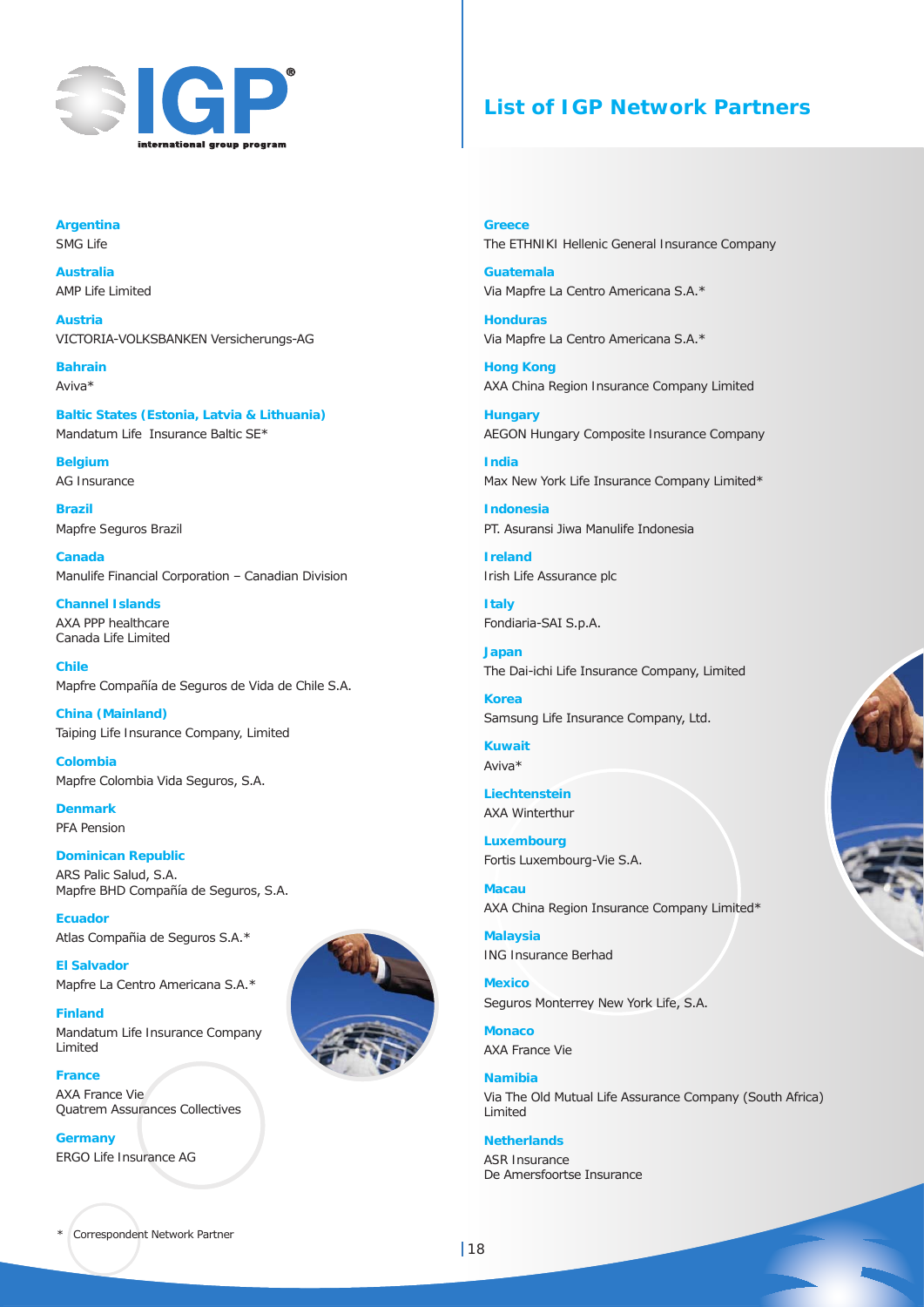# List of IGP Network Partners

**Argentina**
SMG Life

**Australia**
AMP Life Limited

**Austria**
VICTORIA-VOLKSBANKEN Versicherungs-AG

**Bahrain**
Aviva*

**Baltic States (Estonia, Latvia & Lithuania)**
Mandatum Life Insurance Baltic SE*

**Belgium**
AG Insurance

**Brazil**
Mapfre Seguros Brazil

**Canada**
Manulife Financial Corporation – Canadian Division

**Channel Islands**
AXA PPP healthcare
Canada Life Limited

**Chile**
Mapfre Compañía de Seguros de Vida de Chile S.A.

**China (Mainland)**
Taiping Life Insurance Company, Limited

**Colombia**
Mapfre Colombia Vida Seguros, S.A.

**Denmark**
PFA Pension

**Dominican Republic**
ARS Palic Salud, S.A.
Mapfre BHD Compañía de Seguros, S.A.

**Ecuador**
Atlas Compañia de Seguros S.A.*

**El Salvador**
Mapfre La Centro Americana S.A.*

**Finland**
Mandatum Life Insurance Company Limited

**France**
AXA France Vie
Quatrem Assurances Collectives

**Germany**
ERGO Life Insurance AG

**Greece**
The ETHNIKI Hellenic General Insurance Company

**Guatemala**
Via Mapfre La Centro Americana S.A.*

**Honduras**
Via Mapfre La Centro Americana S.A.*

**Hong Kong**
AXA China Region Insurance Company Limited

**Hungary**
AEGON Hungary Composite Insurance Company

**India**
Max New York Life Insurance Company Limited*

**Indonesia**
PT. Asuransi Jiwa Manulife Indonesia

**Ireland**
Irish Life Assurance plc

**Italy**
Fondiaria-SAI S.p.A.

**Japan**
The Dai-ichi Life Insurance Company, Limited

**Korea**
Samsung Life Insurance Company, Ltd.

**Kuwait**
Aviva*

**Liechtenstein**
AXA Winterthur

**Luxembourg**
Fortis Luxembourg-Vie S.A.

**Macau**
AXA China Region Insurance Company Limited*

**Malaysia**
ING Insurance Berhad

**Mexico**
Seguros Monterrey New York Life, S.A.

**Monaco**
AXA France Vie

**Namibia**
Via The Old Mutual Life Assurance Company (South Africa) Limited

**Netherlands**
ASR Insurance
De Amersfoortse Insurance

* Correspondent Network Partner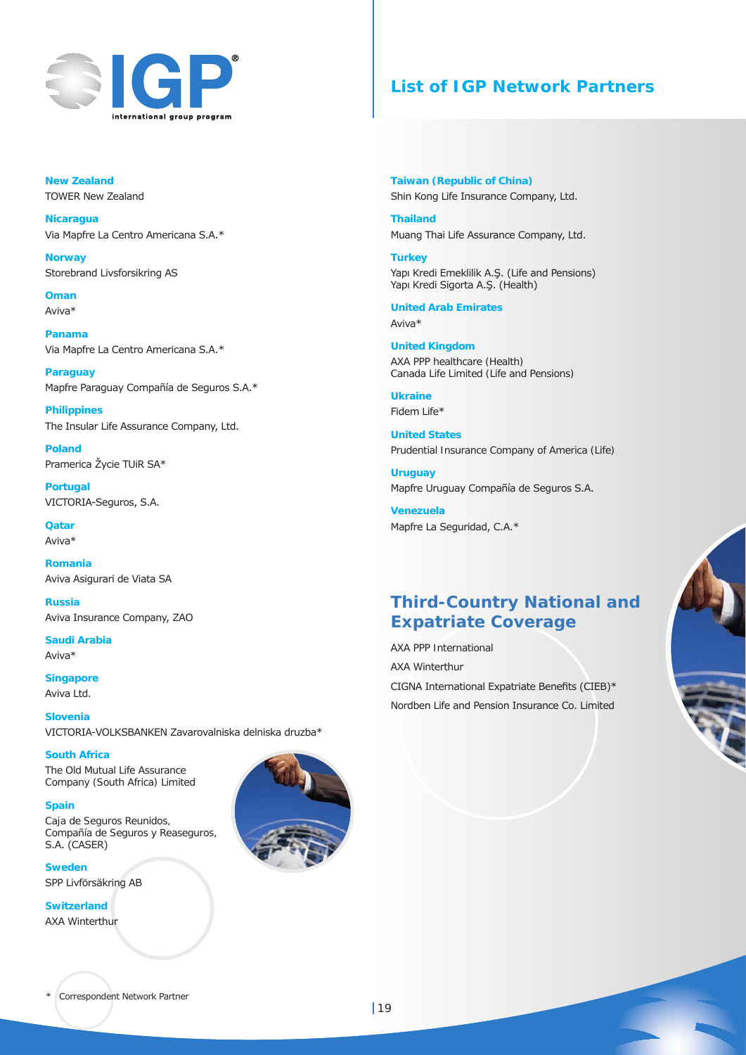# List of IGP Network Partners

**New Zealand**
TOWER New Zealand

**Nicaragua**
Via Mapfre La Centro Americana S.A.*

**Norway**
Storebrand Livsforsikring AS

**Oman**
Aviva*

**Panama**
Via Mapfre La Centro Americana S.A.*

**Paraguay**
Mapfre Paraguay Compañía de Seguros S.A.*

**Philippines**
The Insular Life Assurance Company, Ltd.

**Poland**
Pramerica Życie TUiR SA*

**Portugal**
VICTORIA-Seguros, S.A.

**Qatar**
Aviva*

**Romania**
Aviva Asigurari de Viata SA

**Russia**
Aviva Insurance Company, ZAO

**Saudi Arabia**
Aviva*

**Singapore**
Aviva Ltd.

**Slovenia**
VICTORIA-VOLKSBANKEN Zavarovalniska delniska druzba*

**South Africa**
The Old Mutual Life Assurance Company (South Africa) Limited

**Spain**
Caja de Seguros Reunidos, Compañía de Seguros y Reaseguros, S.A. (CASER)

**Sweden**
SPP Livförsäkring AB

**Switzerland**
AXA Winterthur

**Taiwan (Republic of China)**
Shin Kong Life Insurance Company, Ltd.

**Thailand**
Muang Thai Life Assurance Company, Ltd.

**Turkey**
Yapı Kredi Emeklilik A.Ş. (Life and Pensions)
Yapı Kredi Sigorta A.Ş. (Health)

**United Arab Emirates**
Aviva*

**United Kingdom**
AXA PPP healthcare (Health)
Canada Life Limited (Life and Pensions)

**Ukraine**
Fidem Life*

**United States**
Prudential Insurance Company of America (Life)

**Uruguay**
Mapfre Uruguay Compañía de Seguros S.A.

**Venezuela**
Mapfre La Seguridad, C.A.*

## Third-Country National and Expatriate Coverage

AXA PPP International

AXA Winterthur

CIGNA International Expatriate Benefits (CIEB)*

Nordben Life and Pension Insurance Co. Limited

\* Correspondent Network Partner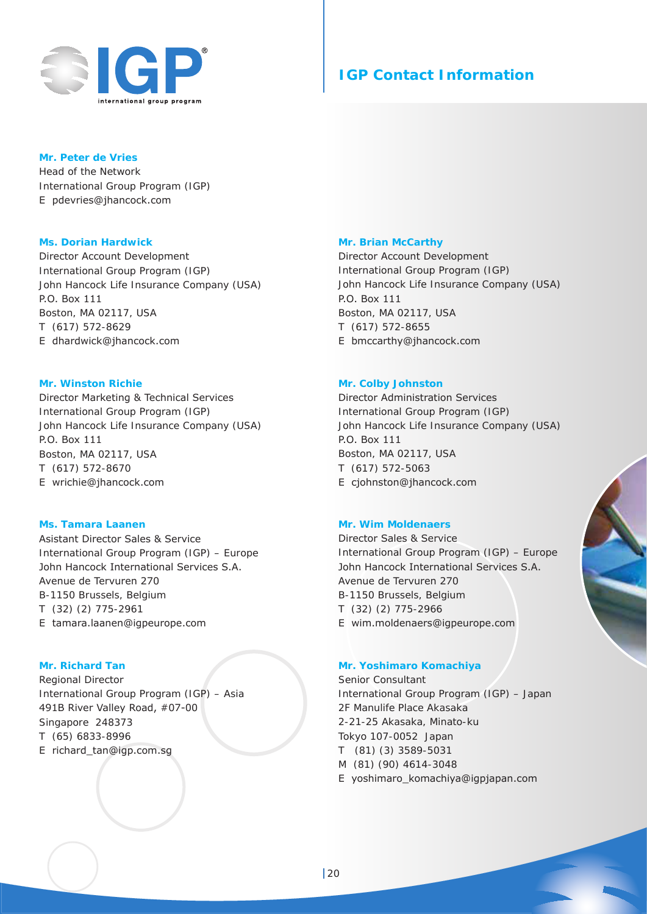# IGP Contact Information

**Mr. Peter de Vries**
Head of the Network
International Group Program (IGP)
E pdevries@jhancock.com

**Ms. Dorian Hardwick**
Director Account Development
International Group Program (IGP)
John Hancock Life Insurance Company (USA)
P.O. Box 111
Boston, MA 02117, USA
T (617) 572-8629
E dhardwick@jhancock.com

**Mr. Winston Richie**
Director Marketing & Technical Services
International Group Program (IGP)
John Hancock Life Insurance Company (USA)
P.O. Box 111
Boston, MA 02117, USA
T (617) 572-8670
E wrichie@jhancock.com

**Ms. Tamara Laanen**
Asistant Director Sales & Service
International Group Program (IGP) – Europe
John Hancock International Services S.A.
Avenue de Tervuren 270
B-1150 Brussels, Belgium
T (32) (2) 775-2961
E tamara.laanen@igpeurope.com

**Mr. Richard Tan**
Regional Director
International Group Program (IGP) – Asia
491B River Valley Road, #07-00
Singapore 248373
T (65) 6833-8996
E richard_tan@igp.com.sg

**Mr. Brian McCarthy**
Director Account Development
International Group Program (IGP)
John Hancock Life Insurance Company (USA)
P.O. Box 111
Boston, MA 02117, USA
T (617) 572-8655
E bmccarthy@jhancock.com

**Mr. Colby Johnston**
Director Administration Services
International Group Program (IGP)
John Hancock Life Insurance Company (USA)
P.O. Box 111
Boston, MA 02117, USA
T (617) 572-5063
E cjohnston@jhancock.com

**Mr. Wim Moldenaers**
Director Sales & Service
International Group Program (IGP) – Europe
John Hancock International Services S.A.
Avenue de Tervuren 270
B-1150 Brussels, Belgium
T (32) (2) 775-2966
E wim.moldenaers@igpeurope.com

**Mr. Yoshimaro Komachiya**
Senior Consultant
International Group Program (IGP) – Japan
2F Manulife Place Akasaka
2-21-25 Akasaka, Minato-ku
Tokyo 107-0052 Japan
T (81) (3) 3589-5031
M (81) (90) 4614-3048
E yoshimaro_komachiya@igpjapan.com